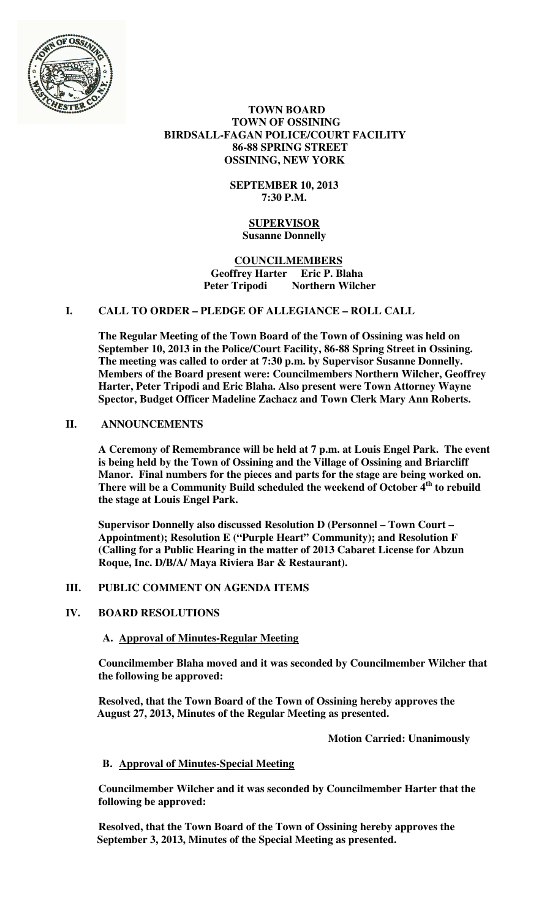# TOWN BOARD
## TOWN OF OSSINING
## BIRDSALL-FAGAN POLICE/COURT FACILITY
### 86-88 SPRING STREET
### OSSINING, NEW YORK

**SEPTEMBER 10, 2013**
**7:30 P.M.**

**SUPERVISOR**
**Susanne Donnelly**

**COUNCILMEMBERS**
**Geoffrey Harter Eric P. Blaha**
**Peter Tripodi Northern Wilcher**

## I. CALL TO ORDER – PLEDGE OF ALLEGIANCE – ROLL CALL

**The Regular Meeting of the Town Board of the Town of Ossining was held on September 10, 2013 in the Police/Court Facility, 86-88 Spring Street in Ossining. The meeting was called to order at 7:30 p.m. by Supervisor Susanne Donnelly. Members of the Board present were: Councilmembers Northern Wilcher, Geoffrey Harter, Peter Tripodi and Eric Blaha. Also present were Town Attorney Wayne Spector, Budget Officer Madeline Zachacz and Town Clerk Mary Ann Roberts.**

## II. ANNOUNCEMENTS

**A Ceremony of Remembrance will be held at 7 p.m. at Louis Engel Park. The event is being held by the Town of Ossining and the Village of Ossining and Briarcliff Manor. Final numbers for the pieces and parts for the stage are being worked on. There will be a Community Build scheduled the weekend of October 4th to rebuild the stage at Louis Engel Park.**

**Supervisor Donnelly also discussed Resolution D (Personnel – Town Court – Appointment); Resolution E ("Purple Heart" Community); and Resolution F (Calling for a Public Hearing in the matter of 2013 Cabaret License for Abzun Roque, Inc. D/B/A/ Maya Riviera Bar & Restaurant).**

## III. PUBLIC COMMENT ON AGENDA ITEMS

## IV. BOARD RESOLUTIONS

### A. Approval of Minutes-Regular Meeting

**Councilmember Blaha moved and it was seconded by Councilmember Wilcher that the following be approved:**

**Resolved, that the Town Board of the Town of Ossining hereby approves the August 27, 2013, Minutes of the Regular Meeting as presented.**

**Motion Carried: Unanimously**

### B. Approval of Minutes-Special Meeting

**Councilmember Wilcher and it was seconded by Councilmember Harter that the following be approved:**

**Resolved, that the Town Board of the Town of Ossining hereby approves the September 3, 2013, Minutes of the Special Meeting as presented.**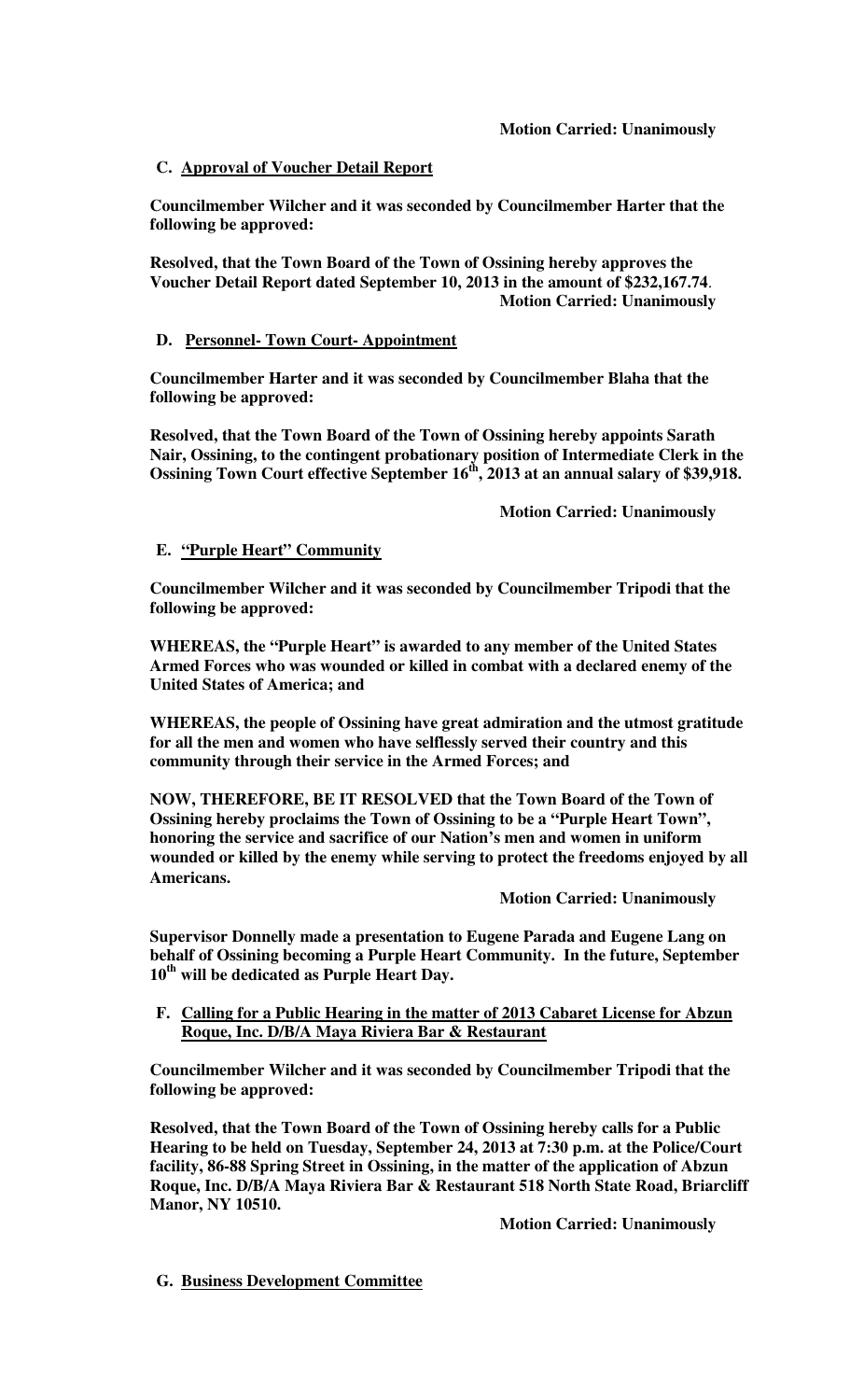**Motion Carried: Unanimously**

**C. Approval of Voucher Detail Report**

**Councilmember Wilcher and it was seconded by Councilmember Harter that the following be approved:**

**Resolved, that the Town Board of the Town of Ossining hereby approves the Voucher Detail Report dated September 10, 2013 in the amount of $232,167.74.**

**Motion Carried: Unanimously**

**D. Personnel- Town Court- Appointment**

**Councilmember Harter and it was seconded by Councilmember Blaha that the following be approved:**

**Resolved, that the Town Board of the Town of Ossining hereby appoints Sarath Nair, Ossining, to the contingent probationary position of Intermediate Clerk in the Ossining Town Court effective September 16th, 2013 at an annual salary of $39,918.**

**Motion Carried: Unanimously**

**E. "Purple Heart" Community**

**Councilmember Wilcher and it was seconded by Councilmember Tripodi that the following be approved:**

**WHEREAS, the "Purple Heart" is awarded to any member of the United States Armed Forces who was wounded or killed in combat with a declared enemy of the United States of America; and**

**WHEREAS, the people of Ossining have great admiration and the utmost gratitude for all the men and women who have selflessly served their country and this community through their service in the Armed Forces; and**

**NOW, THEREFORE, BE IT RESOLVED that the Town Board of the Town of Ossining hereby proclaims the Town of Ossining to be a "Purple Heart Town", honoring the service and sacrifice of our Nation's men and women in uniform wounded or killed by the enemy while serving to protect the freedoms enjoyed by all Americans.**

**Motion Carried: Unanimously**

**Supervisor Donnelly made a presentation to Eugene Parada and Eugene Lang on behalf of Ossining becoming a Purple Heart Community. In the future, September 10th will be dedicated as Purple Heart Day.**

**F. Calling for a Public Hearing in the matter of 2013 Cabaret License for Abzun Roque, Inc. D/B/A Maya Riviera Bar & Restaurant**

**Councilmember Wilcher and it was seconded by Councilmember Tripodi that the following be approved:**

**Resolved, that the Town Board of the Town of Ossining hereby calls for a Public Hearing to be held on Tuesday, September 24, 2013 at 7:30 p.m. at the Police/Court facility, 86-88 Spring Street in Ossining, in the matter of the application of Abzun Roque, Inc. D/B/A Maya Riviera Bar & Restaurant 518 North State Road, Briarcliff Manor, NY 10510.**

**Motion Carried: Unanimously**

**G. Business Development Committee**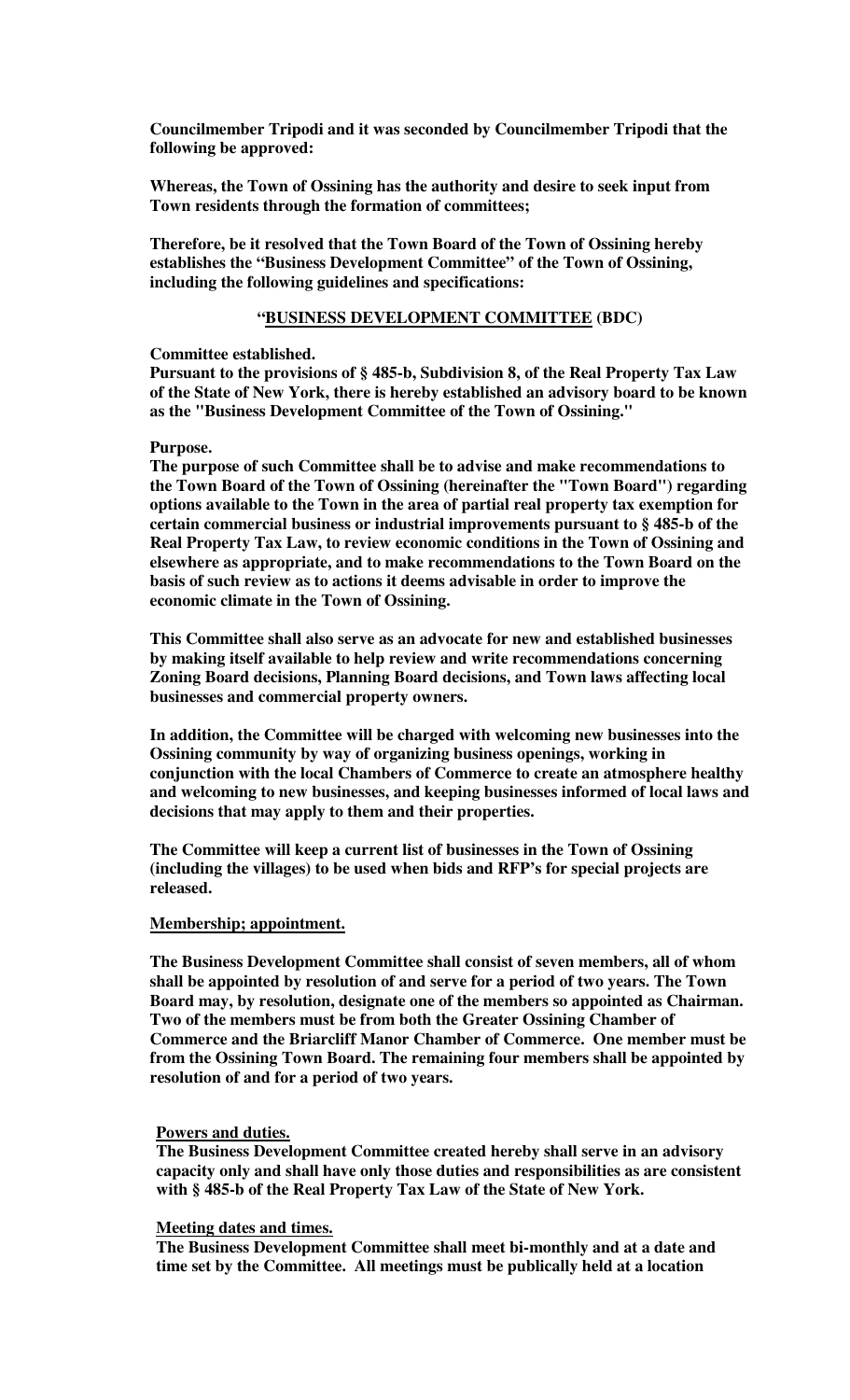**Councilmember Tripodi and it was seconded by Councilmember Tripodi that the following be approved:**

**Whereas, the Town of Ossining has the authority and desire to seek input from Town residents through the formation of committees;**

**Therefore, be it resolved that the Town Board of the Town of Ossining hereby establishes the "Business Development Committee" of the Town of Ossining, including the following guidelines and specifications:**

**"<u>BUSINESS DEVELOPMENT COMMITTEE</u> (BDC)**

**Committee established.**

**Pursuant to the provisions of § 485-b, Subdivision 8, of the Real Property Tax Law of the State of New York, there is hereby established an advisory board to be known as the "Business Development Committee of the Town of Ossining."**

**Purpose.**

**The purpose of such Committee shall be to advise and make recommendations to the Town Board of the Town of Ossining (hereinafter the "Town Board") regarding options available to the Town in the area of partial real property tax exemption for certain commercial business or industrial improvements pursuant to § 485-b of the Real Property Tax Law, to review economic conditions in the Town of Ossining and elsewhere as appropriate, and to make recommendations to the Town Board on the basis of such review as to actions it deems advisable in order to improve the economic climate in the Town of Ossining.**

**This Committee shall also serve as an advocate for new and established businesses by making itself available to help review and write recommendations concerning Zoning Board decisions, Planning Board decisions, and Town laws affecting local businesses and commercial property owners.**

**In addition, the Committee will be charged with welcoming new businesses into the Ossining community by way of organizing business openings, working in conjunction with the local Chambers of Commerce to create an atmosphere healthy and welcoming to new businesses, and keeping businesses informed of local laws and decisions that may apply to them and their properties.**

**The Committee will keep a current list of businesses in the Town of Ossining (including the villages) to be used when bids and RFP's for special projects are released.**

**<u>Membership; appointment.</u>**

**The Business Development Committee shall consist of seven members, all of whom shall be appointed by resolution of and serve for a period of two years. The Town Board may, by resolution, designate one of the members so appointed as Chairman. Two of the members must be from both the Greater Ossining Chamber of Commerce and the Briarcliff Manor Chamber of Commerce. One member must be from the Ossining Town Board. The remaining four members shall be appointed by resolution of and for a period of two years.**

**<u>Powers and duties.</u>**

**The Business Development Committee created hereby shall serve in an advisory capacity only and shall have only those duties and responsibilities as are consistent with § 485-b of the Real Property Tax Law of the State of New York.**

**<u>Meeting dates and times.</u>**

**The Business Development Committee shall meet bi-monthly and at a date and time set by the Committee. All meetings must be publically held at a location**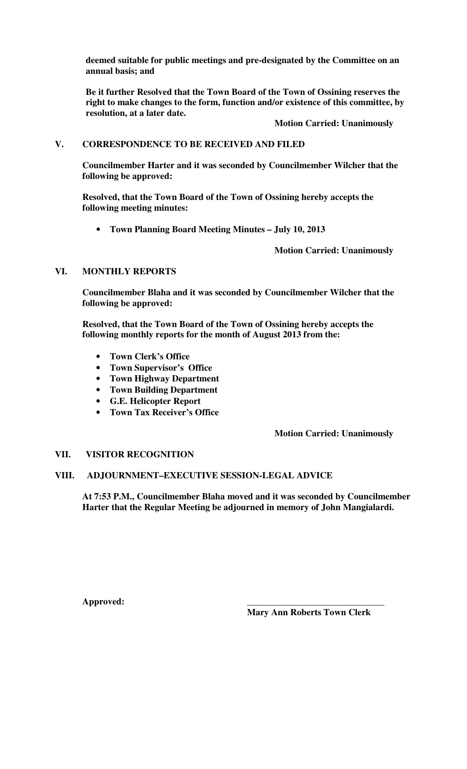**deemed suitable for public meetings and pre-designated by the Committee on an annual basis; and**

**Be it further Resolved that the Town Board of the Town of Ossining reserves the right to make changes to the form, function and/or existence of this committee, by resolution, at a later date.**

**Motion Carried: Unanimously**

## V. CORRESPONDENCE TO BE RECEIVED AND FILED

**Councilmember Harter and it was seconded by Councilmember Wilcher that the following be approved:**

**Resolved, that the Town Board of the Town of Ossining hereby accepts the following meeting minutes:**

- **Town Planning Board Meeting Minutes – July 10, 2013**

**Motion Carried: Unanimously**

## VI. MONTHLY REPORTS

**Councilmember Blaha and it was seconded by Councilmember Wilcher that the following be approved:**

**Resolved, that the Town Board of the Town of Ossining hereby accepts the following monthly reports for the month of August 2013 from the:**

- **Town Clerk's Office**
- **Town Supervisor's Office**
- **Town Highway Department**
- **Town Building Department**
- **G.E. Helicopter Report**
- **Town Tax Receiver's Office**

**Motion Carried: Unanimously**

## VII. VISITOR RECOGNITION

## VIII. ADJOURNMENT–EXECUTIVE SESSION-LEGAL ADVICE

**At 7:53 P.M., Councilmember Blaha moved and it was seconded by Councilmember Harter that the Regular Meeting be adjourned in memory of John Mangialardi.**

**Approved:** \_\_\_\_\_\_\_\_\_\_\_\_\_\_\_\_\_\_\_\_\_\_\_\_\_\_\_\_\_\_

**Mary Ann Roberts Town Clerk**